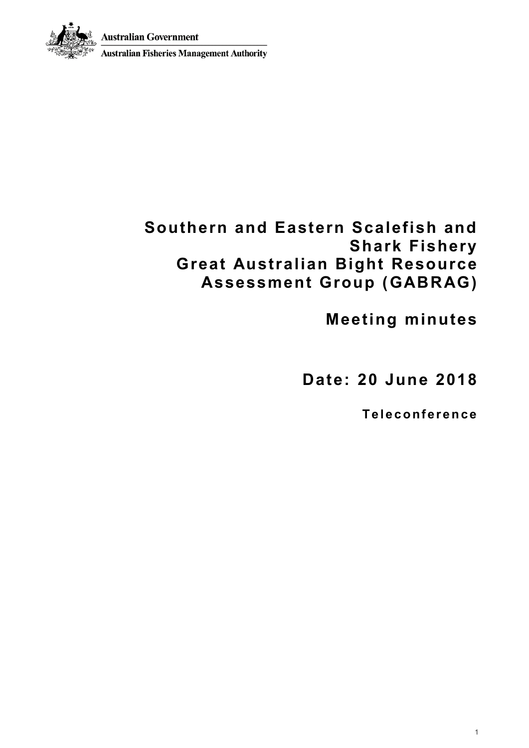Australian Government

Australian Fisheries Management Authority

# Southern and Eastern Scalefish and Shark Fishery Great Australian Bight Resource Assessment Group (GABRAG)

# Meeting minutes

## Date: 20 June 2018

**Teleconference**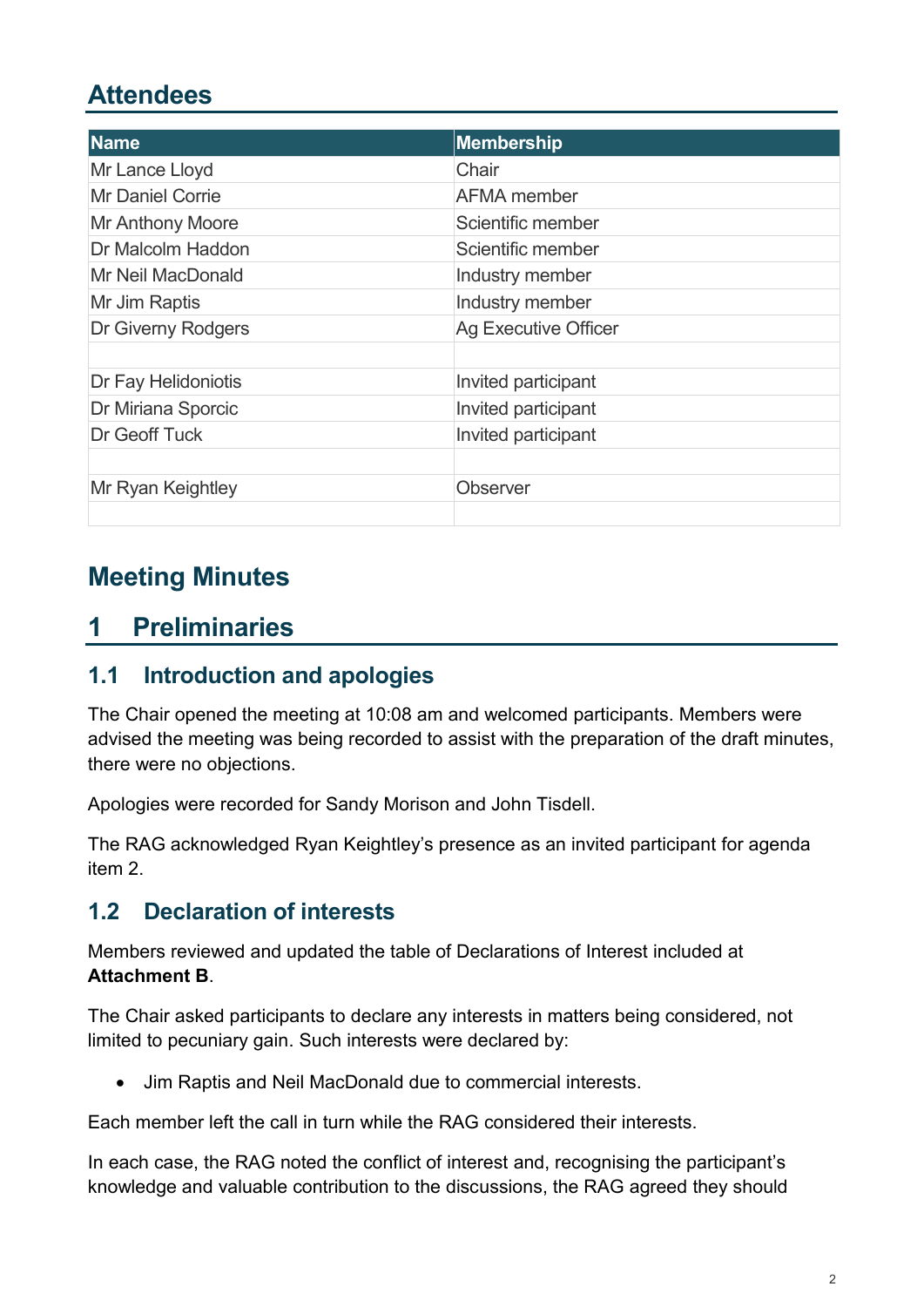## Attendees

| Name | Membership |
|---|---|
| Mr Lance Lloyd | Chair |
| Mr Daniel Corrie | AFMA member |
| Mr Anthony Moore | Scientific member |
| Dr Malcolm Haddon | Scientific member |
| Mr Neil MacDonald | Industry member |
| Mr Jim Raptis | Industry member |
| Dr Giverny Rodgers | Ag Executive Officer |
| | |
| Dr Fay Helidoniotis | Invited participant |
| Dr Miriana Sporcic | Invited participant |
| Dr Geoff Tuck | Invited participant |
| | |
| Mr Ryan Keightley | Observer |
| | |

## Meeting Minutes

# 1 Preliminaries

### 1.1 Introduction and apologies

The Chair opened the meeting at 10:08 am and welcomed participants. Members were advised the meeting was being recorded to assist with the preparation of the draft minutes, there were no objections.

Apologies were recorded for Sandy Morison and John Tisdell.

The RAG acknowledged Ryan Keightley's presence as an invited participant for agenda item 2.

### 1.2 Declaration of interests

Members reviewed and updated the table of Declarations of Interest included at **Attachment B**.

The Chair asked participants to declare any interests in matters being considered, not limited to pecuniary gain. Such interests were declared by:

- Jim Raptis and Neil MacDonald due to commercial interests.

Each member left the call in turn while the RAG considered their interests.

In each case, the RAG noted the conflict of interest and, recognising the participant's knowledge and valuable contribution to the discussions, the RAG agreed they should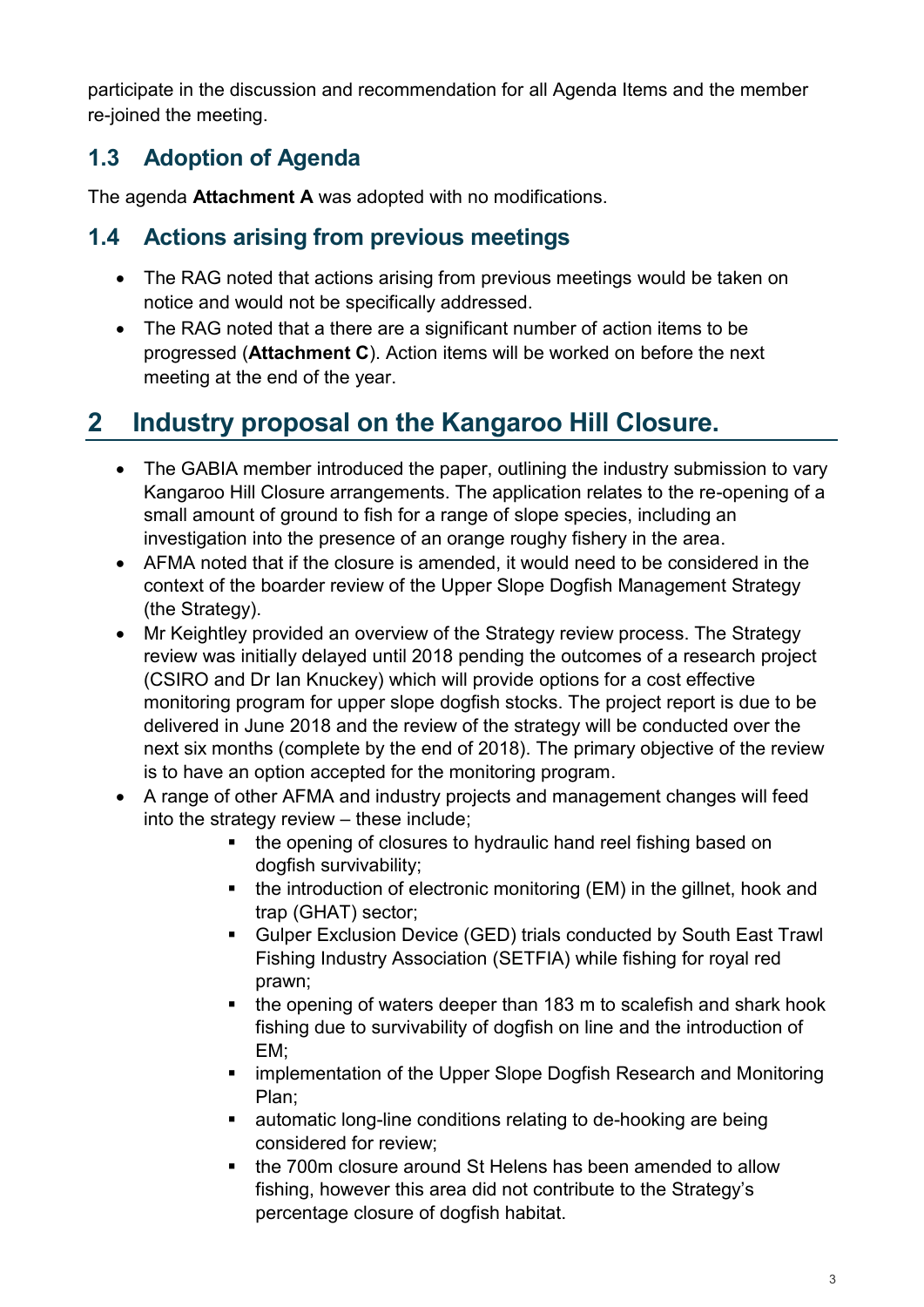participate in the discussion and recommendation for all Agenda Items and the member re-joined the meeting.

## 1.3 Adoption of Agenda

The agenda **Attachment A** was adopted with no modifications.

## 1.4 Actions arising from previous meetings

- The RAG noted that actions arising from previous meetings would be taken on notice and would not be specifically addressed.
- The RAG noted that a there are a significant number of action items to be progressed (**Attachment C**). Action items will be worked on before the next meeting at the end of the year.

# 2 Industry proposal on the Kangaroo Hill Closure.

- The GABIA member introduced the paper, outlining the industry submission to vary Kangaroo Hill Closure arrangements. The application relates to the re-opening of a small amount of ground to fish for a range of slope species, including an investigation into the presence of an orange roughy fishery in the area.
- AFMA noted that if the closure is amended, it would need to be considered in the context of the boarder review of the Upper Slope Dogfish Management Strategy (the Strategy).
- Mr Keightley provided an overview of the Strategy review process. The Strategy review was initially delayed until 2018 pending the outcomes of a research project (CSIRO and Dr Ian Knuckey) which will provide options for a cost effective monitoring program for upper slope dogfish stocks. The project report is due to be delivered in June 2018 and the review of the strategy will be conducted over the next six months (complete by the end of 2018). The primary objective of the review is to have an option accepted for the monitoring program.
- A range of other AFMA and industry projects and management changes will feed into the strategy review – these include;
    - the opening of closures to hydraulic hand reel fishing based on dogfish survivability;
    - the introduction of electronic monitoring (EM) in the gillnet, hook and trap (GHAT) sector;
    - Gulper Exclusion Device (GED) trials conducted by South East Trawl Fishing Industry Association (SETFIA) while fishing for royal red prawn;
    - the opening of waters deeper than 183 m to scalefish and shark hook fishing due to survivability of dogfish on line and the introduction of EM;
    - implementation of the Upper Slope Dogfish Research and Monitoring Plan;
    - automatic long-line conditions relating to de-hooking are being considered for review;
    - the 700m closure around St Helens has been amended to allow fishing, however this area did not contribute to the Strategy's percentage closure of dogfish habitat.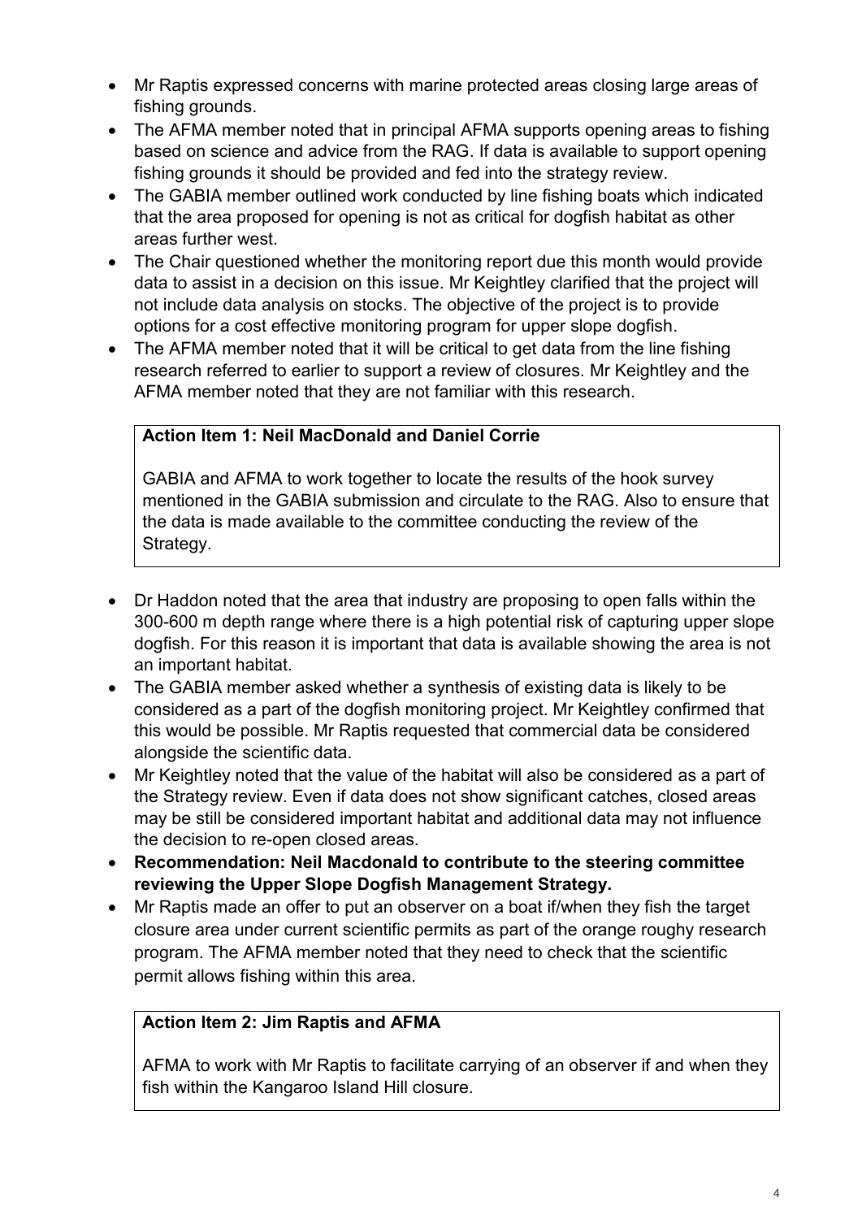- Mr Raptis expressed concerns with marine protected areas closing large areas of fishing grounds.
- The AFMA member noted that in principal AFMA supports opening areas to fishing based on science and advice from the RAG. If data is available to support opening fishing grounds it should be provided and fed into the strategy review.
- The GABIA member outlined work conducted by line fishing boats which indicated that the area proposed for opening is not as critical for dogfish habitat as other areas further west.
- The Chair questioned whether the monitoring report due this month would provide data to assist in a decision on this issue. Mr Keightley clarified that the project will not include data analysis on stocks. The objective of the project is to provide options for a cost effective monitoring program for upper slope dogfish.
- The AFMA member noted that it will be critical to get data from the line fishing research referred to earlier to support a review of closures. Mr Keightley and the AFMA member noted that they are not familiar with this research.

**Action Item 1: Neil MacDonald and Daniel Corrie**

GABIA and AFMA to work together to locate the results of the hook survey mentioned in the GABIA submission and circulate to the RAG. Also to ensure that the data is made available to the committee conducting the review of the Strategy.

- Dr Haddon noted that the area that industry are proposing to open falls within the 300-600 m depth range where there is a high potential risk of capturing upper slope dogfish. For this reason it is important that data is available showing the area is not an important habitat.
- The GABIA member asked whether a synthesis of existing data is likely to be considered as a part of the dogfish monitoring project. Mr Keightley confirmed that this would be possible. Mr Raptis requested that commercial data be considered alongside the scientific data.
- Mr Keightley noted that the value of the habitat will also be considered as a part of the Strategy review. Even if data does not show significant catches, closed areas may be still be considered important habitat and additional data may not influence the decision to re-open closed areas.
- **Recommendation: Neil Macdonald to contribute to the steering committee reviewing the Upper Slope Dogfish Management Strategy.**
- Mr Raptis made an offer to put an observer on a boat if/when they fish the target closure area under current scientific permits as part of the orange roughy research program. The AFMA member noted that they need to check that the scientific permit allows fishing within this area.

**Action Item 2: Jim Raptis and AFMA**

AFMA to work with Mr Raptis to facilitate carrying of an observer if and when they fish within the Kangaroo Island Hill closure.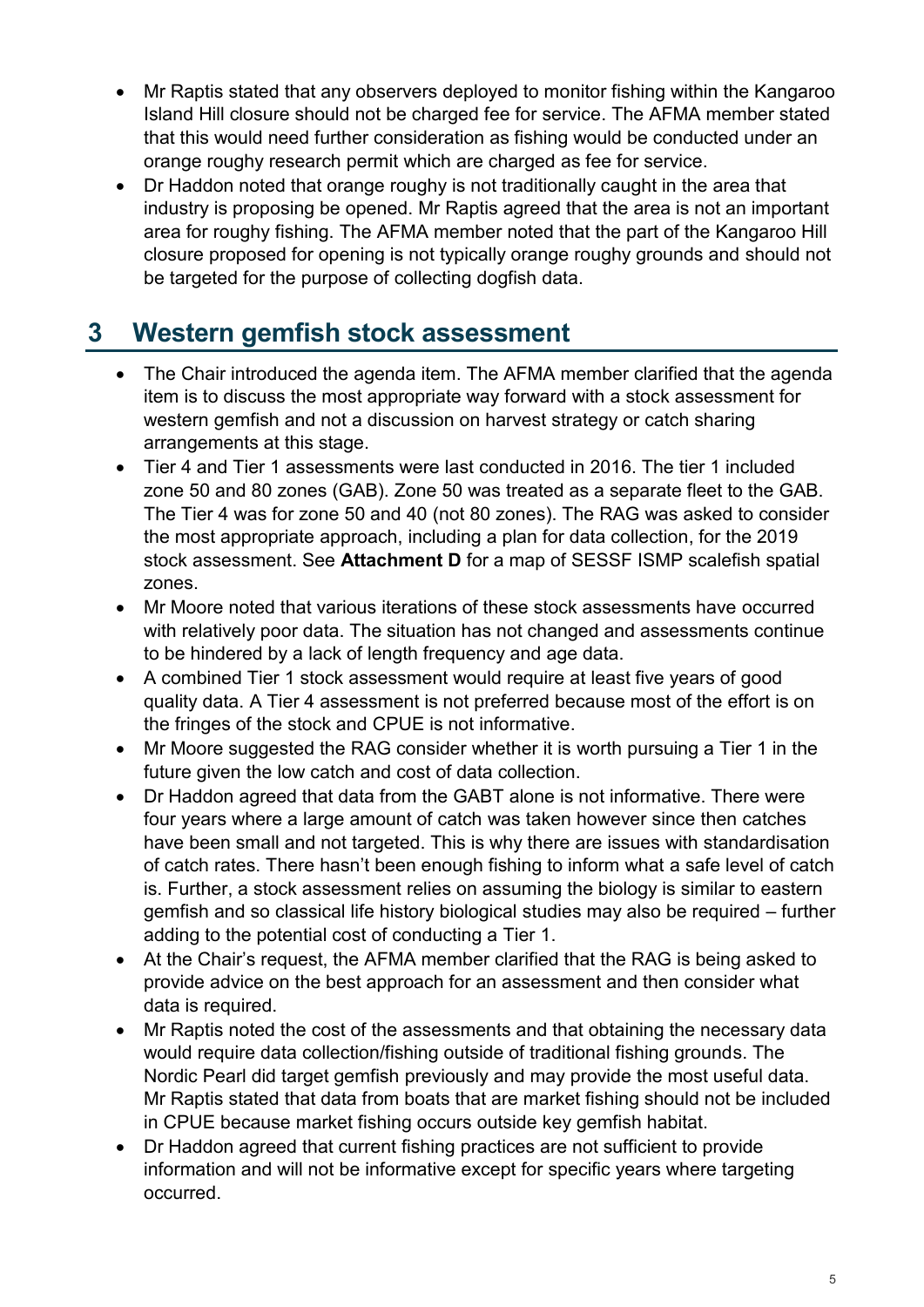- Mr Raptis stated that any observers deployed to monitor fishing within the Kangaroo Island Hill closure should not be charged fee for service. The AFMA member stated that this would need further consideration as fishing would be conducted under an orange roughy research permit which are charged as fee for service.
- Dr Haddon noted that orange roughy is not traditionally caught in the area that industry is proposing be opened. Mr Raptis agreed that the area is not an important area for roughy fishing. The AFMA member noted that the part of the Kangaroo Hill closure proposed for opening is not typically orange roughy grounds and should not be targeted for the purpose of collecting dogfish data.

# 3 Western gemfish stock assessment

- The Chair introduced the agenda item. The AFMA member clarified that the agenda item is to discuss the most appropriate way forward with a stock assessment for western gemfish and not a discussion on harvest strategy or catch sharing arrangements at this stage.
- Tier 4 and Tier 1 assessments were last conducted in 2016. The tier 1 included zone 50 and 80 zones (GAB). Zone 50 was treated as a separate fleet to the GAB. The Tier 4 was for zone 50 and 40 (not 80 zones). The RAG was asked to consider the most appropriate approach, including a plan for data collection, for the 2019 stock assessment. See **Attachment D** for a map of SESSF ISMP scalefish spatial zones.
- Mr Moore noted that various iterations of these stock assessments have occurred with relatively poor data. The situation has not changed and assessments continue to be hindered by a lack of length frequency and age data.
- A combined Tier 1 stock assessment would require at least five years of good quality data. A Tier 4 assessment is not preferred because most of the effort is on the fringes of the stock and CPUE is not informative.
- Mr Moore suggested the RAG consider whether it is worth pursuing a Tier 1 in the future given the low catch and cost of data collection.
- Dr Haddon agreed that data from the GABT alone is not informative. There were four years where a large amount of catch was taken however since then catches have been small and not targeted. This is why there are issues with standardisation of catch rates. There hasn't been enough fishing to inform what a safe level of catch is. Further, a stock assessment relies on assuming the biology is similar to eastern gemfish and so classical life history biological studies may also be required – further adding to the potential cost of conducting a Tier 1.
- At the Chair's request, the AFMA member clarified that the RAG is being asked to provide advice on the best approach for an assessment and then consider what data is required.
- Mr Raptis noted the cost of the assessments and that obtaining the necessary data would require data collection/fishing outside of traditional fishing grounds. The Nordic Pearl did target gemfish previously and may provide the most useful data. Mr Raptis stated that data from boats that are market fishing should not be included in CPUE because market fishing occurs outside key gemfish habitat.
- Dr Haddon agreed that current fishing practices are not sufficient to provide information and will not be informative except for specific years where targeting occurred.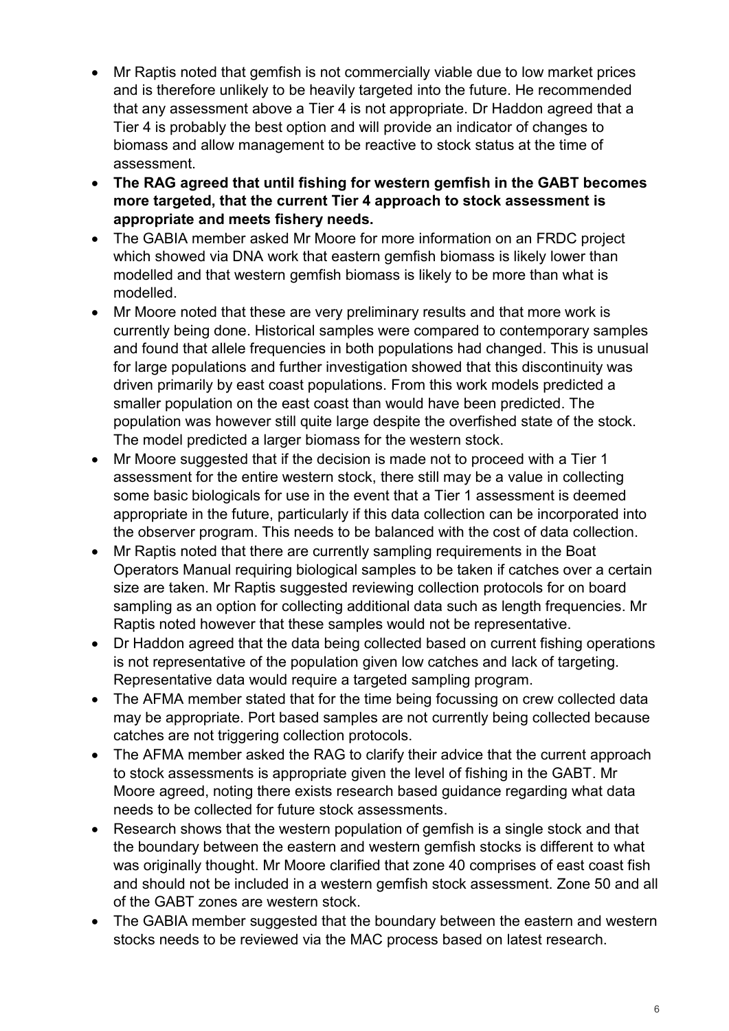- Mr Raptis noted that gemfish is not commercially viable due to low market prices and is therefore unlikely to be heavily targeted into the future. He recommended that any assessment above a Tier 4 is not appropriate. Dr Haddon agreed that a Tier 4 is probably the best option and will provide an indicator of changes to biomass and allow management to be reactive to stock status at the time of assessment.
- **The RAG agreed that until fishing for western gemfish in the GABT becomes more targeted, that the current Tier 4 approach to stock assessment is appropriate and meets fishery needs.**
- The GABIA member asked Mr Moore for more information on an FRDC project which showed via DNA work that eastern gemfish biomass is likely lower than modelled and that western gemfish biomass is likely to be more than what is modelled.
- Mr Moore noted that these are very preliminary results and that more work is currently being done. Historical samples were compared to contemporary samples and found that allele frequencies in both populations had changed. This is unusual for large populations and further investigation showed that this discontinuity was driven primarily by east coast populations. From this work models predicted a smaller population on the east coast than would have been predicted. The population was however still quite large despite the overfished state of the stock. The model predicted a larger biomass for the western stock.
- Mr Moore suggested that if the decision is made not to proceed with a Tier 1 assessment for the entire western stock, there still may be a value in collecting some basic biologicals for use in the event that a Tier 1 assessment is deemed appropriate in the future, particularly if this data collection can be incorporated into the observer program. This needs to be balanced with the cost of data collection.
- Mr Raptis noted that there are currently sampling requirements in the Boat Operators Manual requiring biological samples to be taken if catches over a certain size are taken. Mr Raptis suggested reviewing collection protocols for on board sampling as an option for collecting additional data such as length frequencies. Mr Raptis noted however that these samples would not be representative.
- Dr Haddon agreed that the data being collected based on current fishing operations is not representative of the population given low catches and lack of targeting. Representative data would require a targeted sampling program.
- The AFMA member stated that for the time being focussing on crew collected data may be appropriate. Port based samples are not currently being collected because catches are not triggering collection protocols.
- The AFMA member asked the RAG to clarify their advice that the current approach to stock assessments is appropriate given the level of fishing in the GABT. Mr Moore agreed, noting there exists research based guidance regarding what data needs to be collected for future stock assessments.
- Research shows that the western population of gemfish is a single stock and that the boundary between the eastern and western gemfish stocks is different to what was originally thought. Mr Moore clarified that zone 40 comprises of east coast fish and should not be included in a western gemfish stock assessment. Zone 50 and all of the GABT zones are western stock.
- The GABIA member suggested that the boundary between the eastern and western stocks needs to be reviewed via the MAC process based on latest research.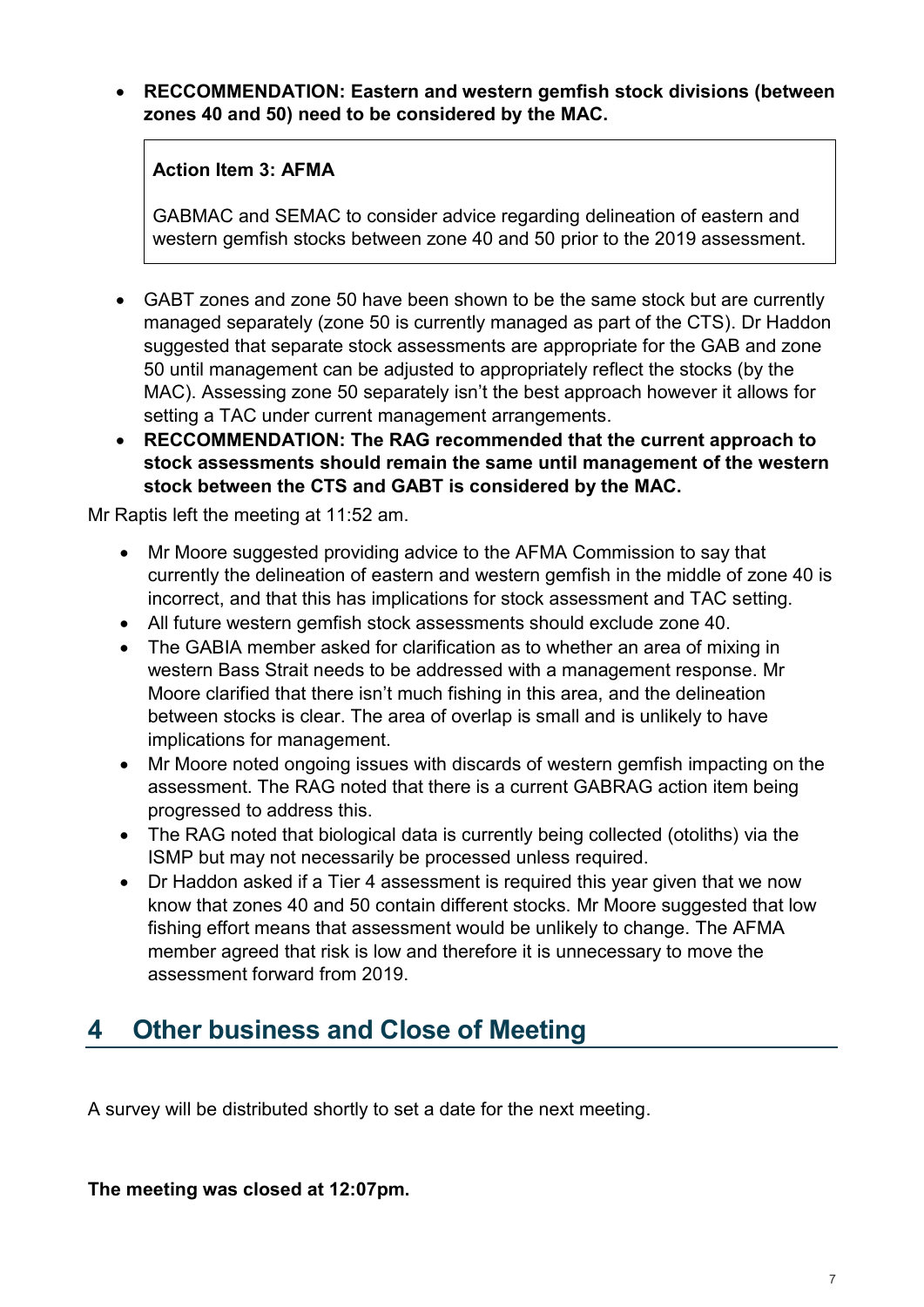- **RECCOMMENDATION: Eastern and western gemfish stock divisions (between zones 40 and 50) need to be considered by the MAC.**

> **Action Item 3: AFMA**
>
> GABMAC and SEMAC to consider advice regarding delineation of eastern and western gemfish stocks between zone 40 and 50 prior to the 2019 assessment.

- GABT zones and zone 50 have been shown to be the same stock but are currently managed separately (zone 50 is currently managed as part of the CTS). Dr Haddon suggested that separate stock assessments are appropriate for the GAB and zone 50 until management can be adjusted to appropriately reflect the stocks (by the MAC). Assessing zone 50 separately isn't the best approach however it allows for setting a TAC under current management arrangements.
- **RECCOMMENDATION: The RAG recommended that the current approach to stock assessments should remain the same until management of the western stock between the CTS and GABT is considered by the MAC.**

Mr Raptis left the meeting at 11:52 am.

- Mr Moore suggested providing advice to the AFMA Commission to say that currently the delineation of eastern and western gemfish in the middle of zone 40 is incorrect, and that this has implications for stock assessment and TAC setting.
- All future western gemfish stock assessments should exclude zone 40.
- The GABIA member asked for clarification as to whether an area of mixing in western Bass Strait needs to be addressed with a management response. Mr Moore clarified that there isn't much fishing in this area, and the delineation between stocks is clear. The area of overlap is small and is unlikely to have implications for management.
- Mr Moore noted ongoing issues with discards of western gemfish impacting on the assessment. The RAG noted that there is a current GABRAG action item being progressed to address this.
- The RAG noted that biological data is currently being collected (otoliths) via the ISMP but may not necessarily be processed unless required.
- Dr Haddon asked if a Tier 4 assessment is required this year given that we now know that zones 40 and 50 contain different stocks. Mr Moore suggested that low fishing effort means that assessment would be unlikely to change. The AFMA member agreed that risk is low and therefore it is unnecessary to move the assessment forward from 2019.

## 4 Other business and Close of Meeting

A survey will be distributed shortly to set a date for the next meeting.

**The meeting was closed at 12:07pm.**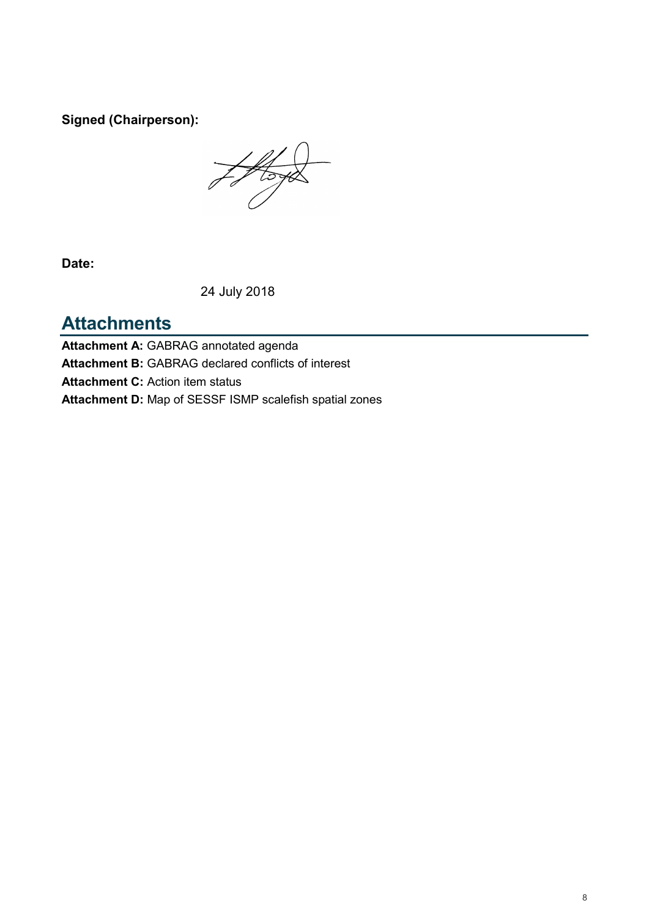**Signed (Chairperson):**

**Date:**

24 July 2018

## Attachments

**Attachment A:** GABRAG annotated agenda

**Attachment B:** GABRAG declared conflicts of interest

**Attachment C:** Action item status

**Attachment D:** Map of SESSF ISMP scalefish spatial zones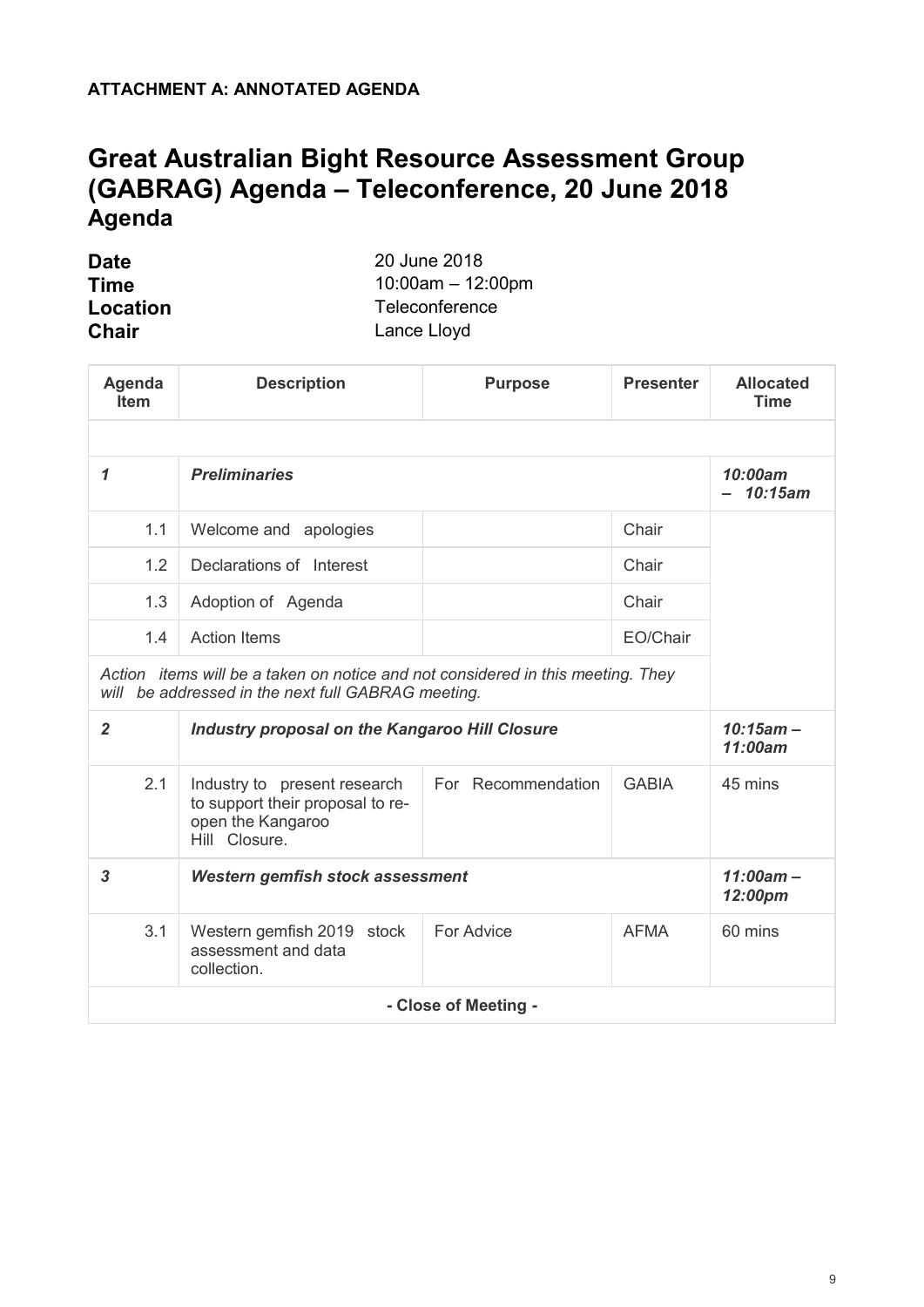**ATTACHMENT A: ANNOTATED AGENDA**

# Great Australian Bight Resource Assessment Group (GABRAG) Agenda – Teleconference, 20 June 2018

## Agenda

| | |
|---|---|
| **Date** | 20 June 2018 |
| **Time** | 10:00am – 12:00pm |
| **Location** | Teleconference |
| **Chair** | Lance Lloyd |

| Agenda Item | Description | Purpose | Presenter | Allocated Time |
|---|---|---|---|---|
| | | | | |
| ***1*** | ***Preliminaries*** | | | ***10:00am – 10:15am*** |
| 1.1 | Welcome and apologies | | Chair | |
| 1.2 | Declarations of Interest | | Chair | |
| 1.3 | Adoption of Agenda | | Chair | |
| 1.4 | Action Items | | EO/Chair | |
| *Action items will be a taken on notice and not considered in this meeting. They will be addressed in the next full GABRAG meeting.* | | | | |
| ***2*** | ***Industry proposal on the Kangaroo Hill Closure*** | | | ***10:15am – 11:00am*** |
| 2.1 | Industry to present research to support their proposal to re-open the Kangaroo Hill Closure. | For Recommendation | GABIA | 45 mins |
| ***3*** | ***Western gemfish stock assessment*** | | | ***11:00am – 12:00pm*** |
| 3.1 | Western gemfish 2019 stock assessment and data collection. | For Advice | AFMA | 60 mins |
| **- Close of Meeting -** | | | | |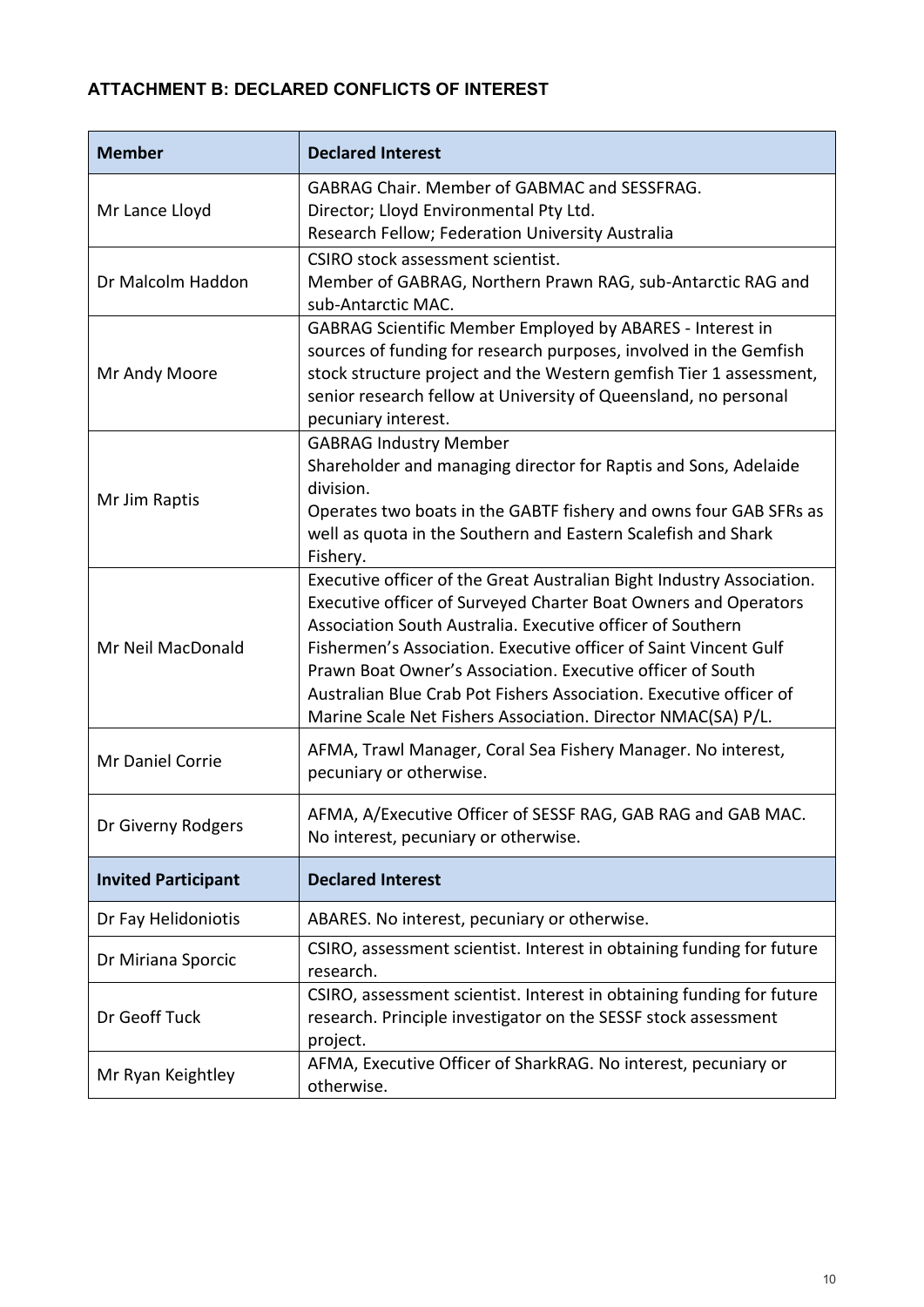### ATTACHMENT B: DECLARED CONFLICTS OF INTEREST

| Member | Declared Interest |
|---|---|
| Mr Lance Lloyd | GABRAG Chair. Member of GABMAC and SESSFRAG.<br>Director; Lloyd Environmental Pty Ltd.<br>Research Fellow; Federation University Australia |
| Dr Malcolm Haddon | CSIRO stock assessment scientist.<br>Member of GABRAG, Northern Prawn RAG, sub-Antarctic RAG and sub-Antarctic MAC. |
| Mr Andy Moore | GABRAG Scientific Member Employed by ABARES - Interest in sources of funding for research purposes, involved in the Gemfish stock structure project and the Western gemfish Tier 1 assessment, senior research fellow at University of Queensland, no personal pecuniary interest. |
| Mr Jim Raptis | GABRAG Industry Member<br>Shareholder and managing director for Raptis and Sons, Adelaide division.<br>Operates two boats in the GABTF fishery and owns four GAB SFRs as well as quota in the Southern and Eastern Scalefish and Shark Fishery. |
| Mr Neil MacDonald | Executive officer of the Great Australian Bight Industry Association. Executive officer of Surveyed Charter Boat Owners and Operators Association South Australia. Executive officer of Southern Fishermen's Association. Executive officer of Saint Vincent Gulf Prawn Boat Owner's Association. Executive officer of South Australian Blue Crab Pot Fishers Association. Executive officer of Marine Scale Net Fishers Association. Director NMAC(SA) P/L. |
| Mr Daniel Corrie | AFMA, Trawl Manager, Coral Sea Fishery Manager. No interest, pecuniary or otherwise. |
| Dr Giverny Rodgers | AFMA, A/Executive Officer of SESSF RAG, GAB RAG and GAB MAC. No interest, pecuniary or otherwise. |
| **Invited Participant** | **Declared Interest** |
| Dr Fay Helidoniotis | ABARES. No interest, pecuniary or otherwise. |
| Dr Miriana Sporcic | CSIRO, assessment scientist. Interest in obtaining funding for future research. |
| Dr Geoff Tuck | CSIRO, assessment scientist. Interest in obtaining funding for future research. Principle investigator on the SESSF stock assessment project. |
| Mr Ryan Keightley | AFMA, Executive Officer of SharkRAG. No interest, pecuniary or otherwise. |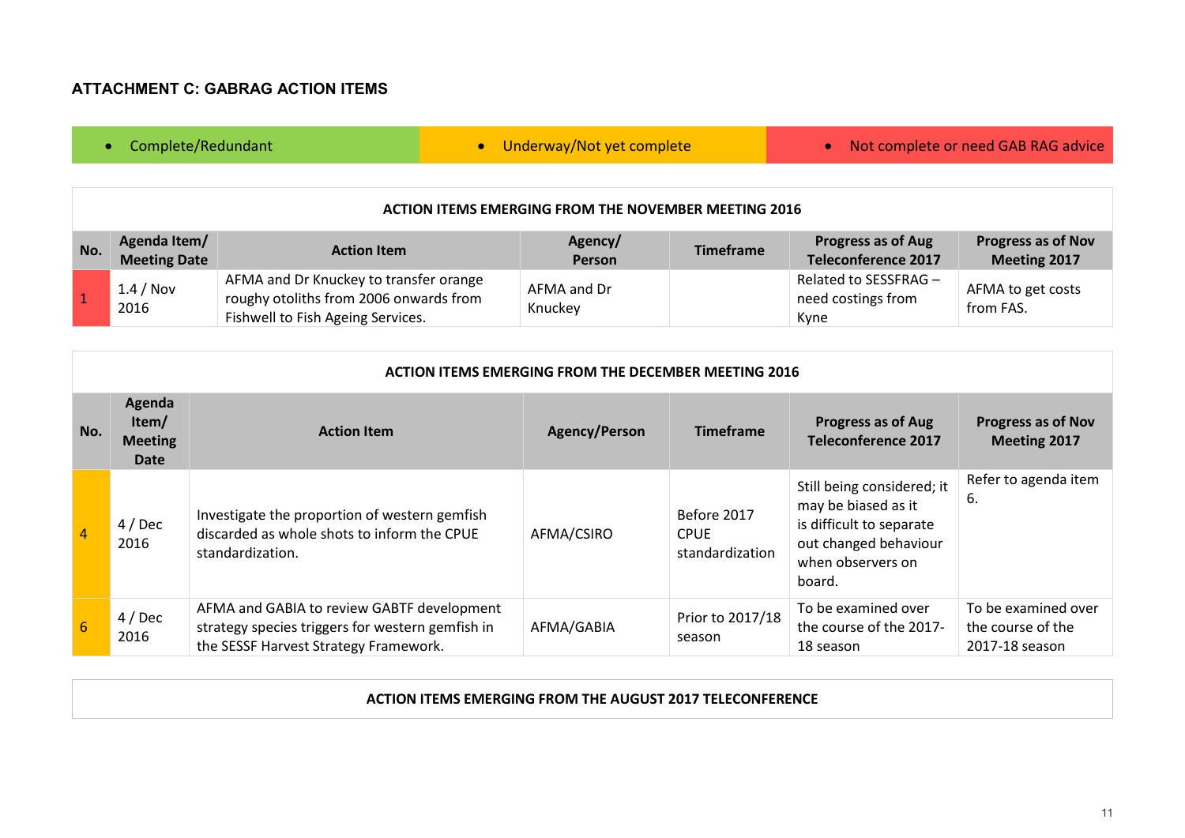## ATTACHMENT C: GABRAG ACTION ITEMS

- Complete/Redundant
- Underway/Not yet complete
- Not complete or need GAB RAG advice

| ACTION ITEMS EMERGING FROM THE NOVEMBER MEETING 2016 | | | | | | |
|---|---|---|---|---|---|---|
| **No.** | **Agenda Item/ Meeting Date** | **Action Item** | **Agency/ Person** | **Timeframe** | **Progress as of Aug Teleconference 2017** | **Progress as of Nov Meeting 2017** |
| 1 | 1.4 / Nov 2016 | AFMA and Dr Knuckey to transfer orange roughy otoliths from 2006 onwards from Fishwell to Fish Ageing Services. | AFMA and Dr Knuckey | | Related to SESSFRAG – need costings from Kyne | AFMA to get costs from FAS. |

| ACTION ITEMS EMERGING FROM THE DECEMBER MEETING 2016 | | | | | | |
|---|---|---|---|---|---|---|
| **No.** | **Agenda Item/ Meeting Date** | **Action Item** | **Agency/Person** | **Timeframe** | **Progress as of Aug Teleconference 2017** | **Progress as of Nov Meeting 2017** |
| 4 | 4 / Dec 2016 | Investigate the proportion of western gemfish discarded as whole shots to inform the CPUE standardization. | AFMA/CSIRO | Before 2017 CPUE standardization | Still being considered; it may be biased as it is difficult to separate out changed behaviour when observers on board. | Refer to agenda item 6. |
| 6 | 4 / Dec 2016 | AFMA and GABIA to review GABTF development strategy species triggers for western gemfish in the SESSF Harvest Strategy Framework. | AFMA/GABIA | Prior to 2017/18 season | To be examined over the course of the 2017-18 season | To be examined over the course of the 2017-18 season |

| ACTION ITEMS EMERGING FROM THE AUGUST 2017 TELECONFERENCE |
|---|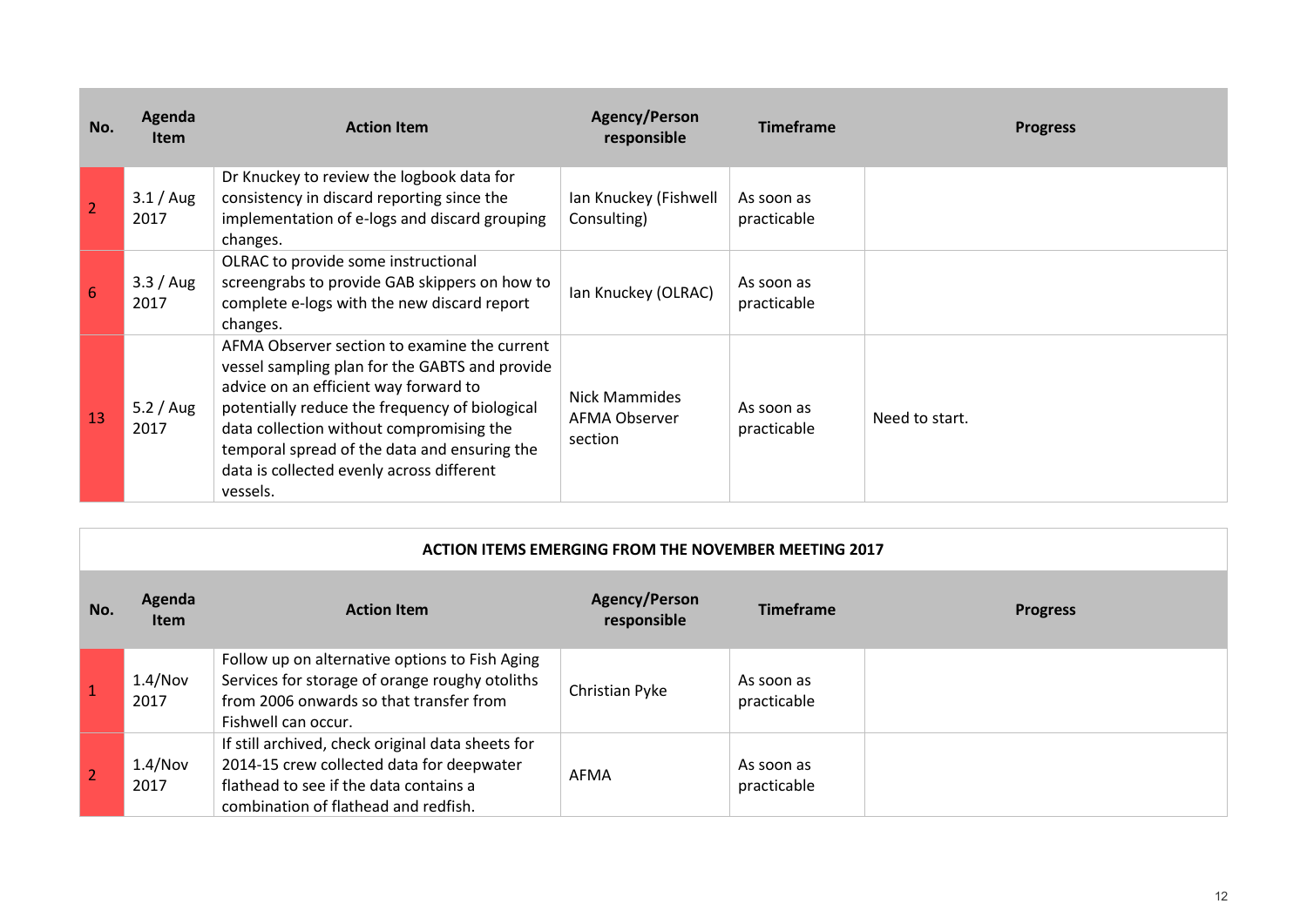| No. | Agenda Item | Action Item | Agency/Person responsible | Timeframe | Progress |
|---|---|---|---|---|---|
| 2 | 3.1 / Aug 2017 | Dr Knuckey to review the logbook data for consistency in discard reporting since the implementation of e-logs and discard grouping changes. | Ian Knuckey (Fishwell Consulting) | As soon as practicable | |
| 6 | 3.3 / Aug 2017 | OLRAC to provide some instructional screengrabs to provide GAB skippers on how to complete e-logs with the new discard report changes. | Ian Knuckey (OLRAC) | As soon as practicable | |
| 13 | 5.2 / Aug 2017 | AFMA Observer section to examine the current vessel sampling plan for the GABTS and provide advice on an efficient way forward to potentially reduce the frequency of biological data collection without compromising the temporal spread of the data and ensuring the data is collected evenly across different vessels. | Nick Mammides AFMA Observer section | As soon as practicable | Need to start. |

**ACTION ITEMS EMERGING FROM THE NOVEMBER MEETING 2017**

| No. | Agenda Item | Action Item | Agency/Person responsible | Timeframe | Progress |
|---|---|---|---|---|---|
| 1 | 1.4/Nov 2017 | Follow up on alternative options to Fish Aging Services for storage of orange roughy otoliths from 2006 onwards so that transfer from Fishwell can occur. | Christian Pyke | As soon as practicable | |
| 2 | 1.4/Nov 2017 | If still archived, check original data sheets for 2014-15 crew collected data for deepwater flathead to see if the data contains a combination of flathead and redfish. | AFMA | As soon as practicable | |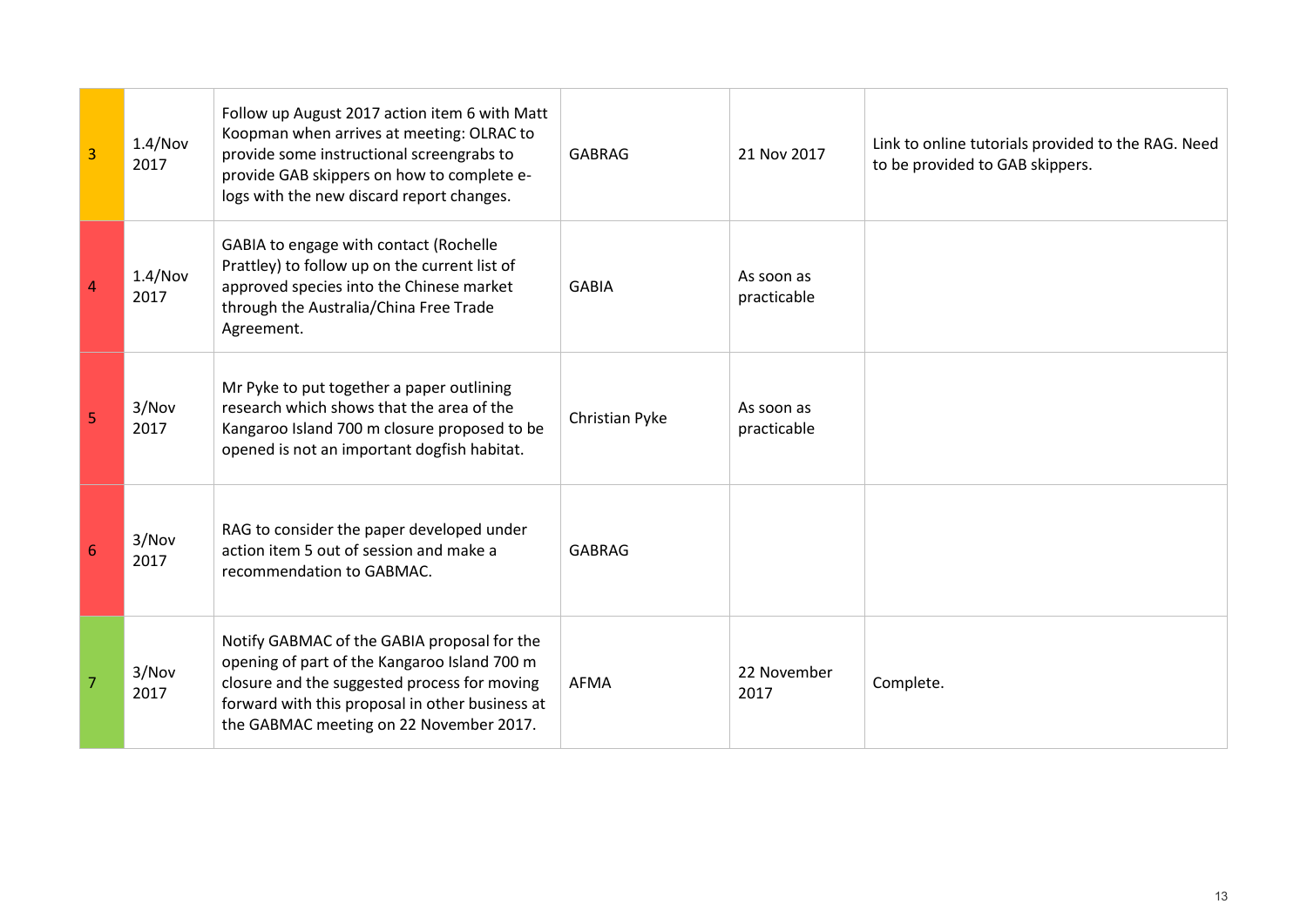| 3 | 1.4/Nov 2017 | Follow up August 2017 action item 6 with Matt Koopman when arrives at meeting: OLRAC to provide some instructional screengrabs to provide GAB skippers on how to complete e-logs with the new discard report changes. | GABRAG | 21 Nov 2017 | Link to online tutorials provided to the RAG. Need to be provided to GAB skippers. |
|---|---|---|---|---|---|
| 4 | 1.4/Nov 2017 | GABIA to engage with contact (Rochelle Prattley) to follow up on the current list of approved species into the Chinese market through the Australia/China Free Trade Agreement. | GABIA | As soon as practicable | |
| 5 | 3/Nov 2017 | Mr Pyke to put together a paper outlining research which shows that the area of the Kangaroo Island 700 m closure proposed to be opened is not an important dogfish habitat. | Christian Pyke | As soon as practicable | |
| 6 | 3/Nov 2017 | RAG to consider the paper developed under action item 5 out of session and make a recommendation to GABMAC. | GABRAG | | |
| 7 | 3/Nov 2017 | Notify GABMAC of the GABIA proposal for the opening of part of the Kangaroo Island 700 m closure and the suggested process for moving forward with this proposal in other business at the GABMAC meeting on 22 November 2017. | AFMA | 22 November 2017 | Complete. |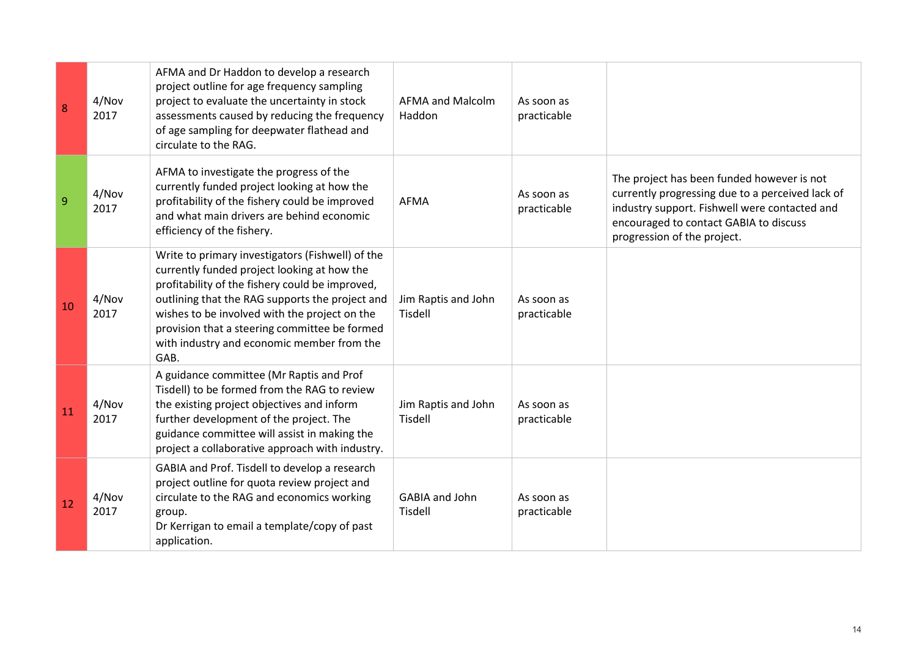| 8 | 4/Nov 2017 | AFMA and Dr Haddon to develop a research project outline for age frequency sampling project to evaluate the uncertainty in stock assessments caused by reducing the frequency of age sampling for deepwater flathead and circulate to the RAG. | AFMA and Malcolm Haddon | As soon as practicable | |
|---|---|---|---|---|---|
| 9 | 4/Nov 2017 | AFMA to investigate the progress of the currently funded project looking at how the profitability of the fishery could be improved and what main drivers are behind economic efficiency of the fishery. | AFMA | As soon as practicable | The project has been funded however is not currently progressing due to a perceived lack of industry support. Fishwell were contacted and encouraged to contact GABIA to discuss progression of the project. |
| 10 | 4/Nov 2017 | Write to primary investigators (Fishwell) of the currently funded project looking at how the profitability of the fishery could be improved, outlining that the RAG supports the project and wishes to be involved with the project on the provision that a steering committee be formed with industry and economic member from the GAB. | Jim Raptis and John Tisdell | As soon as practicable | |
| 11 | 4/Nov 2017 | A guidance committee (Mr Raptis and Prof Tisdell) to be formed from the RAG to review the existing project objectives and inform further development of the project. The guidance committee will assist in making the project a collaborative approach with industry. | Jim Raptis and John Tisdell | As soon as practicable | |
| 12 | 4/Nov 2017 | GABIA and Prof. Tisdell to develop a research project outline for quota review project and circulate to the RAG and economics working group.<br>Dr Kerrigan to email a template/copy of past application. | GABIA and John Tisdell | As soon as practicable | |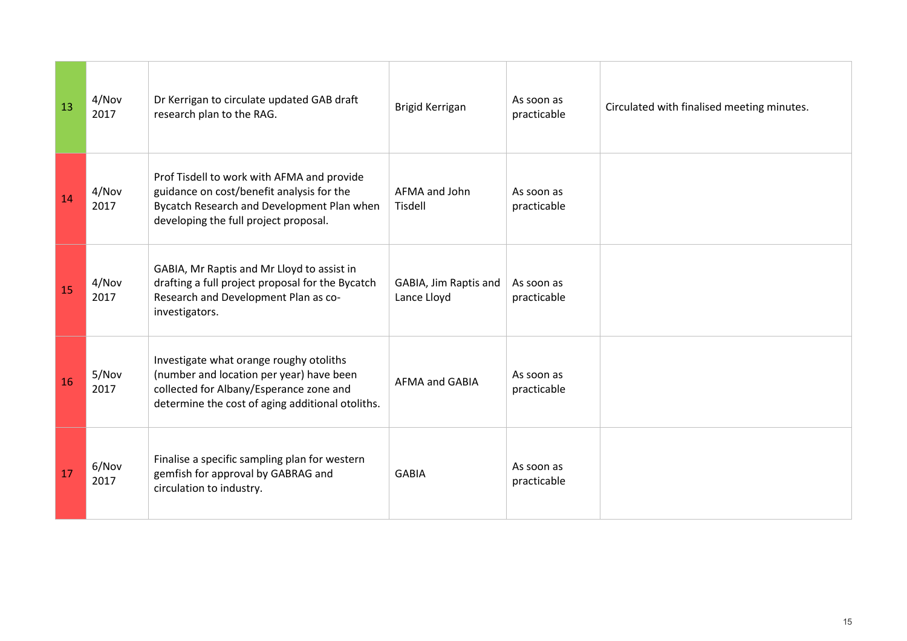| | | | | | |
|---|---|---|---|---|---|
| 13 | 4/Nov 2017 | Dr Kerrigan to circulate updated GAB draft research plan to the RAG. | Brigid Kerrigan | As soon as practicable | Circulated with finalised meeting minutes. |
| 14 | 4/Nov 2017 | Prof Tisdell to work with AFMA and provide guidance on cost/benefit analysis for the Bycatch Research and Development Plan when developing the full project proposal. | AFMA and John Tisdell | As soon as practicable | |
| 15 | 4/Nov 2017 | GABIA, Mr Raptis and Mr Lloyd to assist in drafting a full project proposal for the Bycatch Research and Development Plan as co-investigators. | GABIA, Jim Raptis and Lance Lloyd | As soon as practicable | |
| 16 | 5/Nov 2017 | Investigate what orange roughy otoliths (number and location per year) have been collected for Albany/Esperance zone and determine the cost of aging additional otoliths. | AFMA and GABIA | As soon as practicable | |
| 17 | 6/Nov 2017 | Finalise a specific sampling plan for western gemfish for approval by GABRAG and circulation to industry. | GABIA | As soon as practicable | |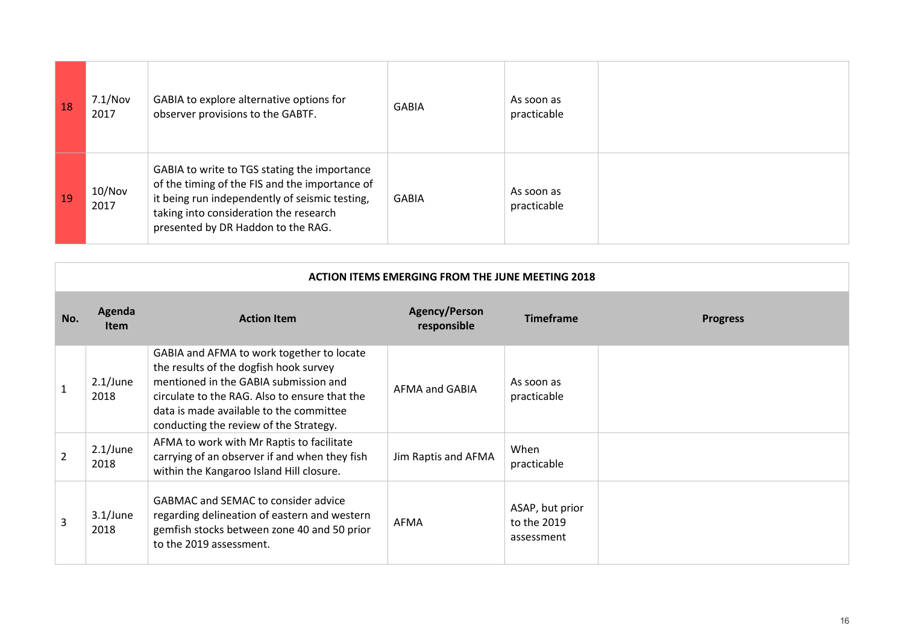| | | | | | |
|---|---|---|---|---|---|
| 18 | 7.1/Nov 2017 | GABIA to explore alternative options for observer provisions to the GABTF. | GABIA | As soon as practicable | |
| 19 | 10/Nov 2017 | GABIA to write to TGS stating the importance of the timing of the FIS and the importance of it being run independently of seismic testing, taking into consideration the research presented by DR Haddon to the RAG. | GABIA | As soon as practicable | |

**ACTION ITEMS EMERGING FROM THE JUNE MEETING 2018**

| No. | Agenda Item | Action Item | Agency/Person responsible | Timeframe | Progress |
|---|---|---|---|---|---|
| 1 | 2.1/June 2018 | GABIA and AFMA to work together to locate the results of the dogfish hook survey mentioned in the GABIA submission and circulate to the RAG. Also to ensure that the data is made available to the committee conducting the review of the Strategy. | AFMA and GABIA | As soon as practicable | |
| 2 | 2.1/June 2018 | AFMA to work with Mr Raptis to facilitate carrying of an observer if and when they fish within the Kangaroo Island Hill closure. | Jim Raptis and AFMA | When practicable | |
| 3 | 3.1/June 2018 | GABMAC and SEMAC to consider advice regarding delineation of eastern and western gemfish stocks between zone 40 and 50 prior to the 2019 assessment. | AFMA | ASAP, but prior to the 2019 assessment | |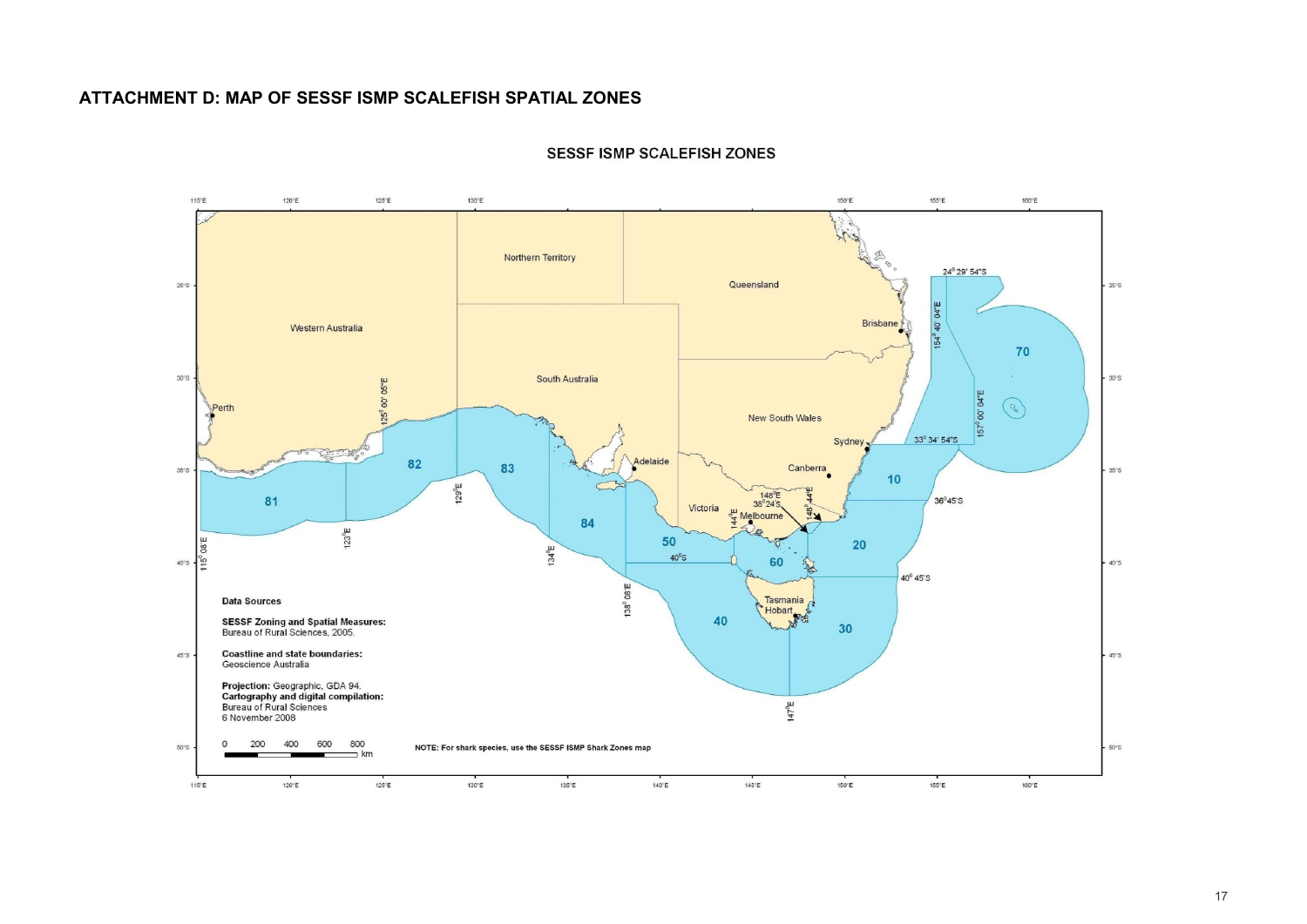## ATTACHMENT D: MAP OF SESSF ISMP SCALEFISH SPATIAL ZONES

SESSF ISMP SCALEFISH ZONES

115°E
120°E
125°E
130°E
150°E
155°E
160°E

25°S
30°S
35°S
40°S
45°S
50°S

Northern Territory
Queensland
Western Australia
South Australia
New South Wales
Victoria
Tasmania

Perth
Adelaide
Brisbane
Sydney
Canberra
Melbourne
Hobart

24° 29' 54"S
154° 40' 04"E
157° 00' 04"E
33° 34' 54"S
36°45'S
40° 45'S
125° 00' 05"E
115° 08'E
123°E
129°E
134°E
138° 08'E
144°E
148°E
38° 24'S
148° 44'E
40°S
147°E

70
10
20
30
40
50
60
81
82
83
84

Data Sources

SESSF Zoning and Spatial Measures:
Bureau of Rural Sciences, 2005.

Coastline and state boundaries:
Geoscience Australia

Projection: Geographic, GDA 94.
Cartography and digital compilation:
Bureau of Rural Sciences
6 November 2008

0 200 400 600 800 km

NOTE: For shark species, use the SESSF ISMP Shark Zones map